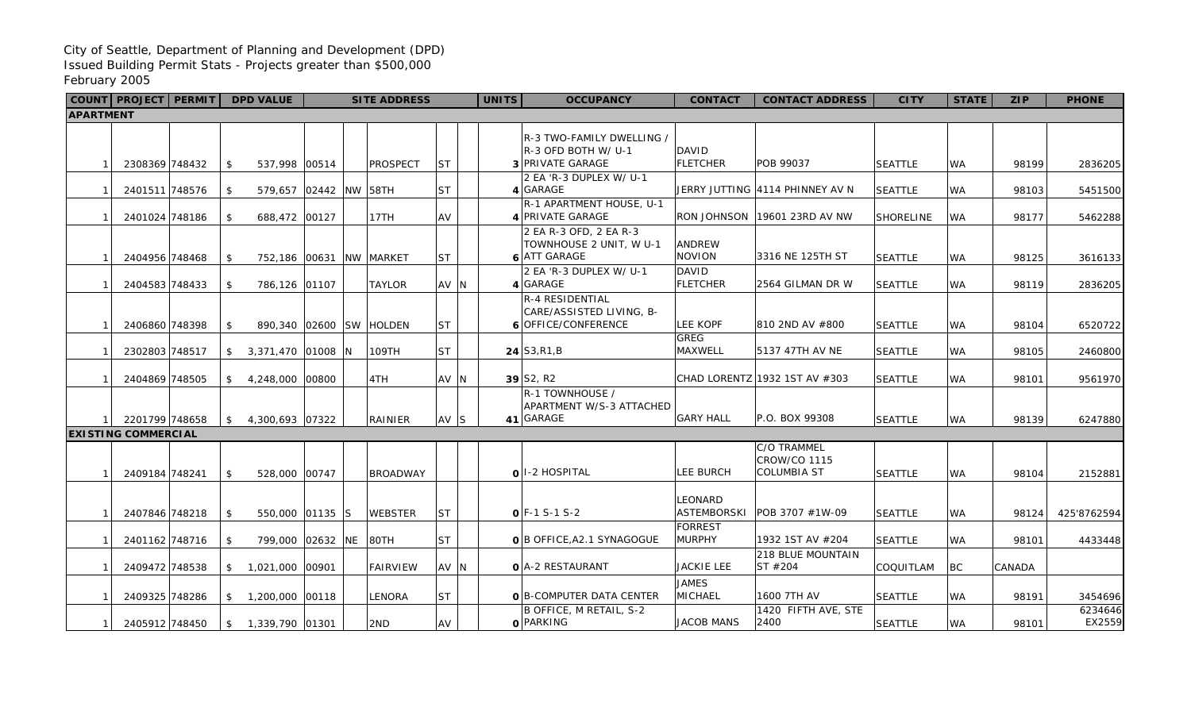City of Seattle, Department of Planning and Development (DPD)
Issued Building Permit Stats - Projects greater than $500,000
February 2005

| COUNT | PROJECT | PERMIT | DPD VALUE | SITE ADDRESS | | | | | UNITS | OCCUPANCY | CONTACT | CONTACT ADDRESS | CITY | STATE | ZIP | PHONE |
|---|---|---|---|---|---|---|---|---|---|---|---|---|---|---|---|---|
| **APARTMENT** | | | | | | | | | | | | | | | | |
| 1 | 2308369 | 748432 | $ 537,998 | 00514 | | PROSPECT | ST | | 3 | R-3 TWO-FAMILY DWELLING / R-3 OFD BOTH W/ U-1 PRIVATE GARAGE | DAVID FLETCHER | POB 99037 | SEATTLE | WA | 98199 | 2836205 |
| 1 | 2401511 | 748576 | $ 579,657 | 02442 | NW | 58TH | ST | | 4 | 2 EA 'R-3 DUPLEX W/ U-1 GARAGE | JERRY JUTTING | 4114 PHINNEY AV N | SEATTLE | WA | 98103 | 5451500 |
| 1 | 2401024 | 748186 | $ 688,472 | 00127 | | 17TH | AV | | 4 | R-1 APARTMENT HOUSE, U-1 PRIVATE GARAGE | RON JOHNSON | 19601 23RD AV NW | SHORELINE | WA | 98177 | 5462288 |
| 1 | 2404956 | 748468 | $ 752,186 | 00631 | NW | MARKET | ST | | 6 | 2 EA R-3 OFD, 2 EA R-3 TOWNHOUSE 2 UNIT, W U-1 ATT GARAGE | ANDREW NOVION | 3316 NE 125TH ST | SEATTLE | WA | 98125 | 3616133 |
| 1 | 2404583 | 748433 | $ 786,126 | 01107 | | TAYLOR | AV | N | 4 | 2 EA 'R-3 DUPLEX W/ U-1 GARAGE | DAVID FLETCHER | 2564 GILMAN DR W | SEATTLE | WA | 98119 | 2836205 |
| 1 | 2406860 | 748398 | $ 890,340 | 02600 | SW | HOLDEN | ST | | 6 | R-4 RESIDENTIAL CARE/ASSISTED LIVING, B-OFFICE/CONFERENCE | LEE KOPF | 810 2ND AV #800 | SEATTLE | WA | 98104 | 6520722 |
| 1 | 2302803 | 748517 | $ 3,371,470 | 01008 | N | 109TH | ST | | 24 | S3,R1,B | GREG MAXWELL | 5137 47TH AV NE | SEATTLE | WA | 98105 | 2460800 |
| 1 | 2404869 | 748505 | $ 4,248,000 | 00800 | | 4TH | AV | N | 39 | S2, R2 | CHAD LORENTZ | 1932 1ST AV #303 | SEATTLE | WA | 98101 | 9561970 |
| 1 | 2201799 | 748658 | $ 4,300,693 | 07322 | | RAINIER | AV | S | 41 | R-1 TOWNHOUSE / APARTMENT W/S-3 ATTACHED GARAGE | GARY HALL | P.O. BOX 99308 | SEATTLE | WA | 98139 | 6247880 |
| **EXISTING COMMERCIAL** | | | | | | | | | | | | | | | | |
| 1 | 2409184 | 748241 | $ 528,000 | 00747 | | BROADWAY | | | 0 | I-2 HOSPITAL | LEE BURCH | C/O TRAMMEL CROW/CO 1115 COLUMBIA ST | SEATTLE | WA | 98104 | 2152881 |
| 1 | 2407846 | 748218 | $ 550,000 | 01135 | S | WEBSTER | ST | | 0 | F-1 S-1 S-2 | LEONARD ASTEMBORSKI | POB 3707 #1W-09 | SEATTLE | WA | 98124 | 425'8762594 |
| 1 | 2401162 | 748716 | $ 799,000 | 02632 | NE | 80TH | ST | | 0 | B OFFICE,A2.1 SYNAGOGUE | FORREST MURPHY | 1932 1ST AV #204 | SEATTLE | WA | 98101 | 4433448 |
| 1 | 2409472 | 748538 | $ 1,021,000 | 00901 | | FAIRVIEW | AV | N | 0 | A-2 RESTAURANT | JACKIE LEE | 218 BLUE MOUNTAIN ST #204 | COQUITLAM | BC | CANADA | |
| 1 | 2409325 | 748286 | $ 1,200,000 | 00118 | | LENORA | ST | | 0 | B-COMPUTER DATA CENTER | JAMES MICHAEL | 1600 7TH AV | SEATTLE | WA | 98191 | 3454696 |
| 1 | 2405912 | 748450 | $ 1,339,790 | 01301 | | 2ND | AV | | 0 | B OFFICE, M RETAIL, S-2 PARKING | JACOB MANS | 1420 FIFTH AVE, STE 2400 | SEATTLE | WA | 98101 | 6234646 EX2559 |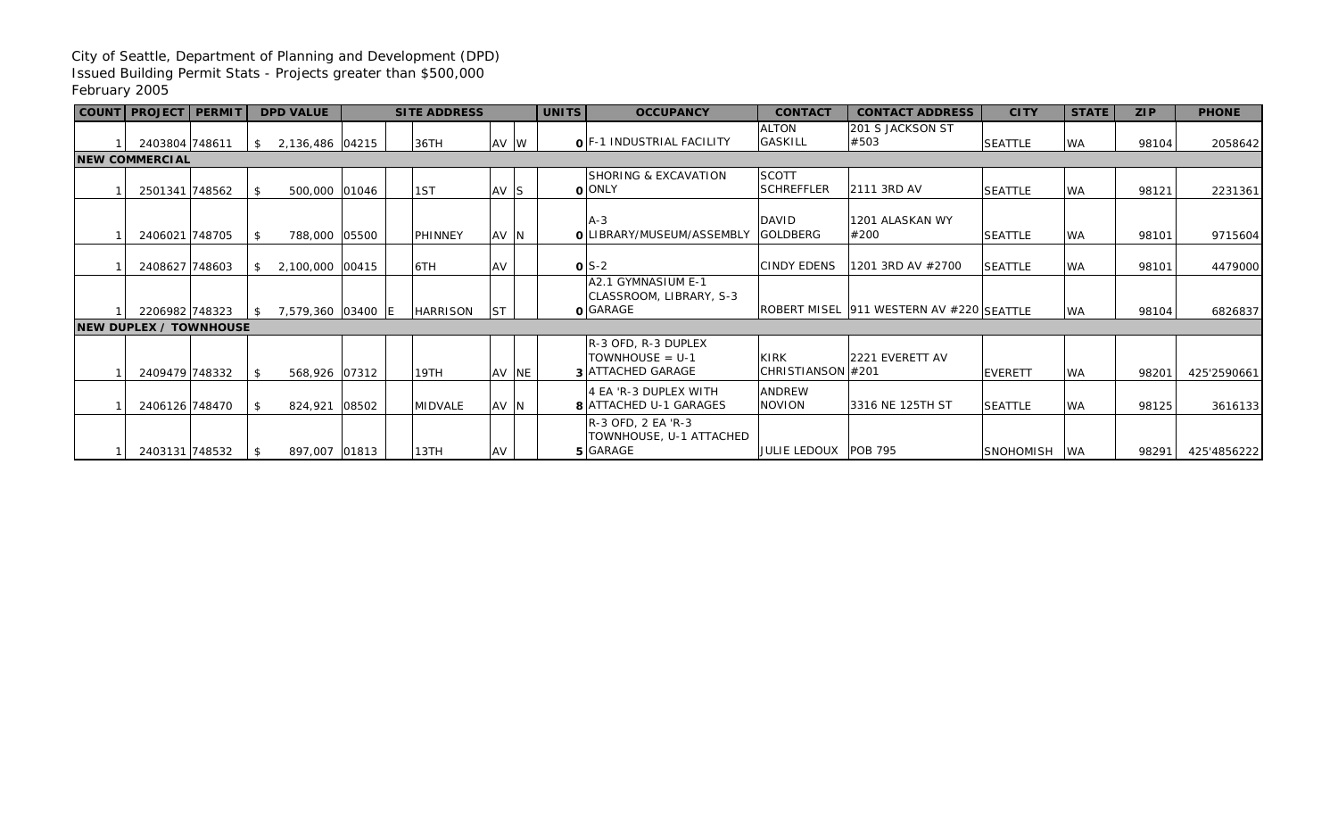City of Seattle, Department of Planning and Development (DPD)
Issued Building Permit Stats - Projects greater than $500,000
February 2005

| COUNT | PROJECT | PERMIT | DPD VALUE | SITE ADDRESS | | | | | UNITS | OCCUPANCY | CONTACT | CONTACT ADDRESS | CITY | STATE | ZIP | PHONE |
|---|---|---|---|---|---|---|---|---|---|---|---|---|---|---|---|---|
| 1 | 2403804 | 748611 | $ 2,136,486 | 04215 | | 36TH | AV | W | 0 | F-1 INDUSTRIAL FACILITY | ALTON GASKILL | 201 S JACKSON ST #503 | SEATTLE | WA | 98104 | 2058642 |
| **NEW COMMERCIAL** | | | | | | | | | | | | | | | | |
| 1 | 2501341 | 748562 | $ 500,000 | 01046 | | 1ST | AV | S | 0 | SHORING & EXCAVATION ONLY | SCOTT SCHREFFLER | 2111 3RD AV | SEATTLE | WA | 98121 | 2231361 |
| 1 | 2406021 | 748705 | $ 788,000 | 05500 | | PHINNEY | AV | N | 0 | A-3 LIBRARY/MUSEUM/ASSEMBLY | DAVID GOLDBERG | 1201 ALASKAN WY #200 | SEATTLE | WA | 98101 | 9715604 |
| 1 | 2408627 | 748603 | $ 2,100,000 | 00415 | | 6TH | AV | | 0 | S-2 | CINDY EDENS | 1201 3RD AV #2700 | SEATTLE | WA | 98101 | 4479000 |
| 1 | 2206982 | 748323 | $ 7,579,360 | 03400 | E | HARRISON | ST | | 0 | A2.1 GYMNASIUM E-1 CLASSROOM, LIBRARY, S-3 GARAGE | ROBERT MISEL | 911 WESTERN AV #220 | SEATTLE | WA | 98104 | 6826837 |
| **NEW DUPLEX / TOWNHOUSE** | | | | | | | | | | | | | | | | |
| 1 | 2409479 | 748332 | $ 568,926 | 07312 | | 19TH | AV | NE | 3 | R-3 OFD, R-3 DUPLEX TOWNHOUSE = U-1 ATTACHED GARAGE | KIRK CHRISTIANSON | 2221 EVERETT AV #201 | EVERETT | WA | 98201 | 425'2590661 |
| 1 | 2406126 | 748470 | $ 824,921 | 08502 | | MIDVALE | AV | N | 8 | 4 EA 'R-3 DUPLEX WITH ATTACHED U-1 GARAGES | ANDREW NOVION | 3316 NE 125TH ST | SEATTLE | WA | 98125 | 3616133 |
| 1 | 2403131 | 748532 | $ 897,007 | 01813 | | 13TH | AV | | 5 | R-3 OFD, 2 EA 'R-3 TOWNHOUSE, U-1 ATTACHED GARAGE | JULIE LEDOUX | POB 795 | SNOHOMISH | WA | 98291 | 425'4856222 |